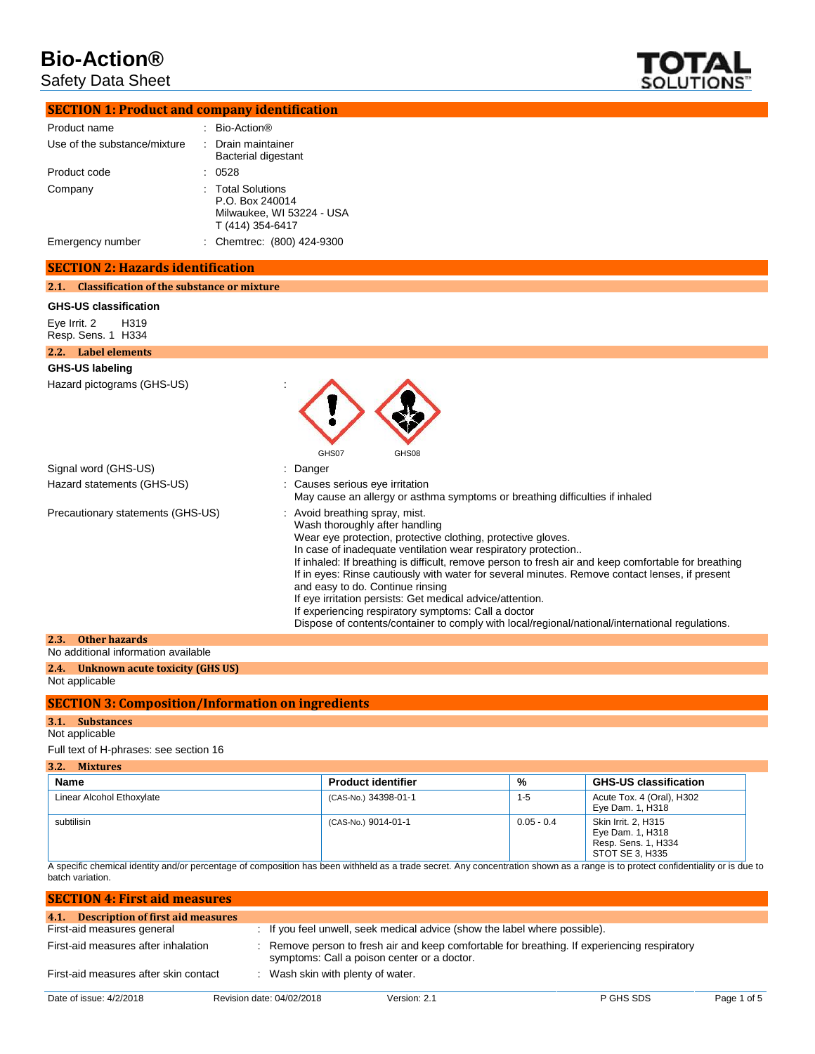# Bio-Action®

Safety Data Sheet

## SECTION 1: Product and company identification

| | | |
|---|---|---|
| Product name | : | Bio-Action® |
| Use of the substance/mixture | : | Drain maintainer<br>Bacterial digestant |
| Product code | : | 0528 |
| Company | : | Total Solutions<br>P.O. Box 240014<br>Milwaukee, WI 53224 - USA<br>T (414) 354-6417 |
| Emergency number | : | Chemtrec: (800) 424-9300 |

## SECTION 2: Hazards identification

### 2.1. Classification of the substance or mixture

**GHS-US classification**

Eye Irrit. 2 H319
Resp. Sens. 1 H334

### 2.2. Label elements

**GHS-US labeling**

Hazard pictograms (GHS-US) :

GHS07 GHS08

Signal word (GHS-US) : Danger

Hazard statements (GHS-US) : Causes serious eye irritation
May cause an allergy or asthma symptoms or breathing difficulties if inhaled

Precautionary statements (GHS-US) : Avoid breathing spray, mist.
Wash thoroughly after handling
Wear eye protection, protective clothing, protective gloves.
In case of inadequate ventilation wear respiratory protection..
If inhaled: If breathing is difficult, remove person to fresh air and keep comfortable for breathing
If in eyes: Rinse cautiously with water for several minutes. Remove contact lenses, if present and easy to do. Continue rinsing
If eye irritation persists: Get medical advice/attention.
If experiencing respiratory symptoms: Call a doctor
Dispose of contents/container to comply with local/regional/national/international regulations.

### 2.3. Other hazards

No additional information available

### 2.4. Unknown acute toxicity (GHS US)

Not applicable

## SECTION 3: Composition/Information on ingredients

### 3.1. Substances

Not applicable

Full text of H-phrases: see section 16

### 3.2. Mixtures

| Name | Product identifier | % | GHS-US classification |
|---|---|---|---|
| Linear Alcohol Ethoxylate | (CAS-No.) 34398-01-1 | 1-5 | Acute Tox. 4 (Oral), H302<br>Eye Dam. 1, H318 |
| subtilisin | (CAS-No.) 9014-01-1 | 0.05 - 0.4 | Skin Irrit. 2, H315<br>Eye Dam. 1, H318<br>Resp. Sens. 1, H334<br>STOT SE 3, H335 |

A specific chemical identity and/or percentage of composition has been withheld as a trade secret. Any concentration shown as a range is to protect confidentiality or is due to batch variation.

## SECTION 4: First aid measures

### 4.1. Description of first aid measures

| | | |
|---|---|---|
| First-aid measures general | : | If you feel unwell, seek medical advice (show the label where possible). |
| First-aid measures after inhalation | : | Remove person to fresh air and keep comfortable for breathing. If experiencing respiratory symptoms: Call a poison center or a doctor. |
| First-aid measures after skin contact | : | Wash skin with plenty of water. |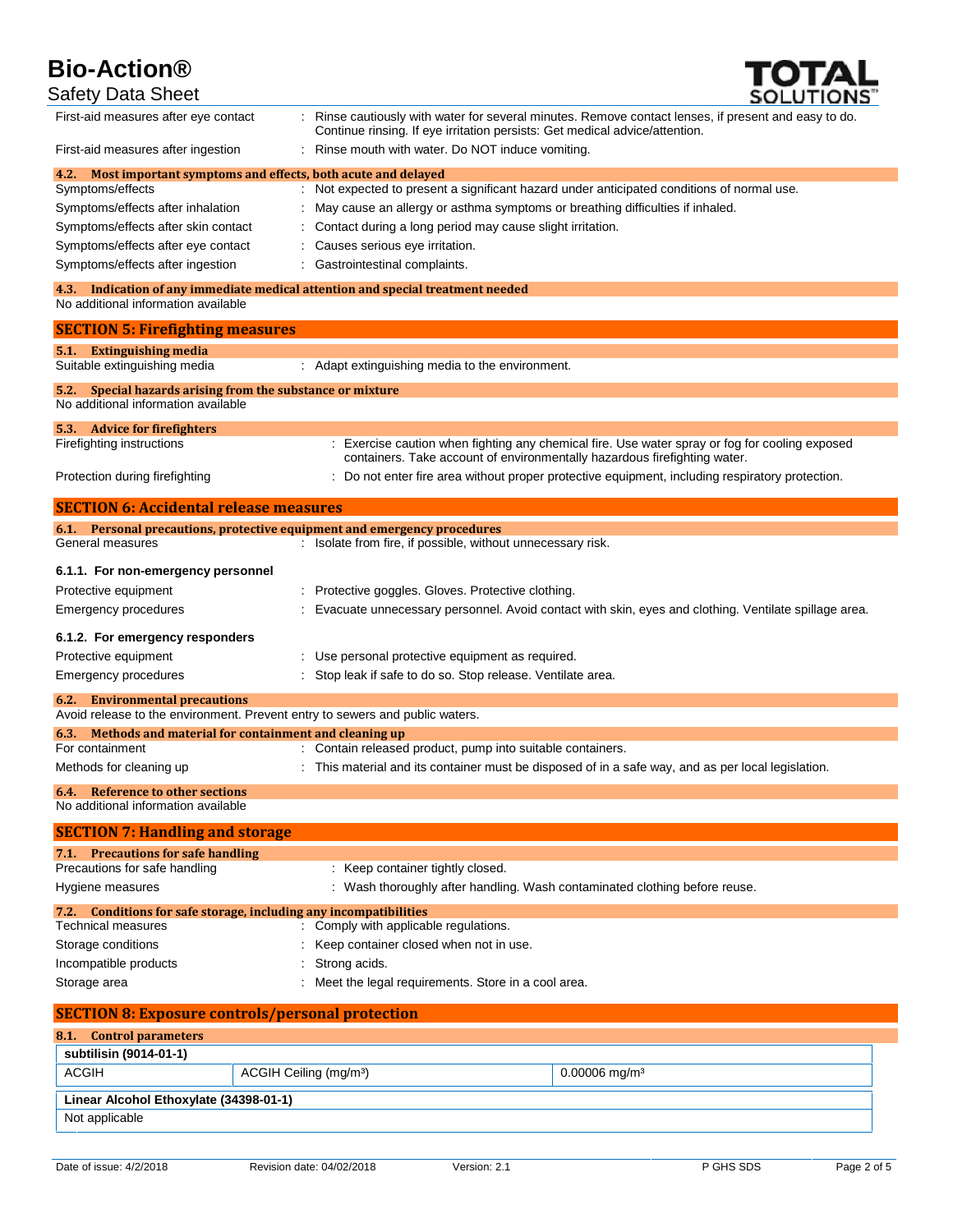First-aid measures after eye contact : Rinse cautiously with water for several minutes. Remove contact lenses, if present and easy to do. Continue rinsing. If eye irritation persists: Get medical advice/attention.

First-aid measures after ingestion : Rinse mouth with water. Do NOT induce vomiting.

### 4.2. Most important symptoms and effects, both acute and delayed

Symptoms/effects : Not expected to present a significant hazard under anticipated conditions of normal use.

Symptoms/effects after inhalation : May cause an allergy or asthma symptoms or breathing difficulties if inhaled.

Symptoms/effects after skin contact : Contact during a long period may cause slight irritation.

Symptoms/effects after eye contact : Causes serious eye irritation.

Symptoms/effects after ingestion : Gastrointestinal complaints.

### 4.3. Indication of any immediate medical attention and special treatment needed

No additional information available

## SECTION 5: Firefighting measures

### 5.1. Extinguishing media

Suitable extinguishing media : Adapt extinguishing media to the environment.

### 5.2. Special hazards arising from the substance or mixture

No additional information available

### 5.3. Advice for firefighters

Firefighting instructions : Exercise caution when fighting any chemical fire. Use water spray or fog for cooling exposed containers. Take account of environmentally hazardous firefighting water.

Protection during firefighting : Do not enter fire area without proper protective equipment, including respiratory protection.

## SECTION 6: Accidental release measures

### 6.1. Personal precautions, protective equipment and emergency procedures

General measures : Isolate from fire, if possible, without unnecessary risk.

#### 6.1.1. For non-emergency personnel

Protective equipment : Protective goggles. Gloves. Protective clothing.

Emergency procedures : Evacuate unnecessary personnel. Avoid contact with skin, eyes and clothing. Ventilate spillage area.

#### 6.1.2. For emergency responders

Protective equipment : Use personal protective equipment as required.

Emergency procedures : Stop leak if safe to do so. Stop release. Ventilate area.

### 6.2. Environmental precautions

Avoid release to the environment. Prevent entry to sewers and public waters.

### 6.3. Methods and material for containment and cleaning up

For containment : Contain released product, pump into suitable containers.

Methods for cleaning up : This material and its container must be disposed of in a safe way, and as per local legislation.

### 6.4. Reference to other sections

No additional information available

## SECTION 7: Handling and storage

### 7.1. Precautions for safe handling

Precautions for safe handling : Keep container tightly closed.

Hygiene measures : Wash thoroughly after handling. Wash contaminated clothing before reuse.

### 7.2. Conditions for safe storage, including any incompatibilities

Technical measures : Comply with applicable regulations.

Storage conditions : Keep container closed when not in use.

Incompatible products : Strong acids.

Storage area : Meet the legal requirements. Store in a cool area.

## SECTION 8: Exposure controls/personal protection

### 8.1. Control parameters

| subtilisin (9014-01-1) | | |
|---|---|---|
| ACGIH | ACGIH Ceiling (mg/m³) | 0.00006 mg/m³ |

| Linear Alcohol Ethoxylate (34398-01-1) |
|---|
| Not applicable |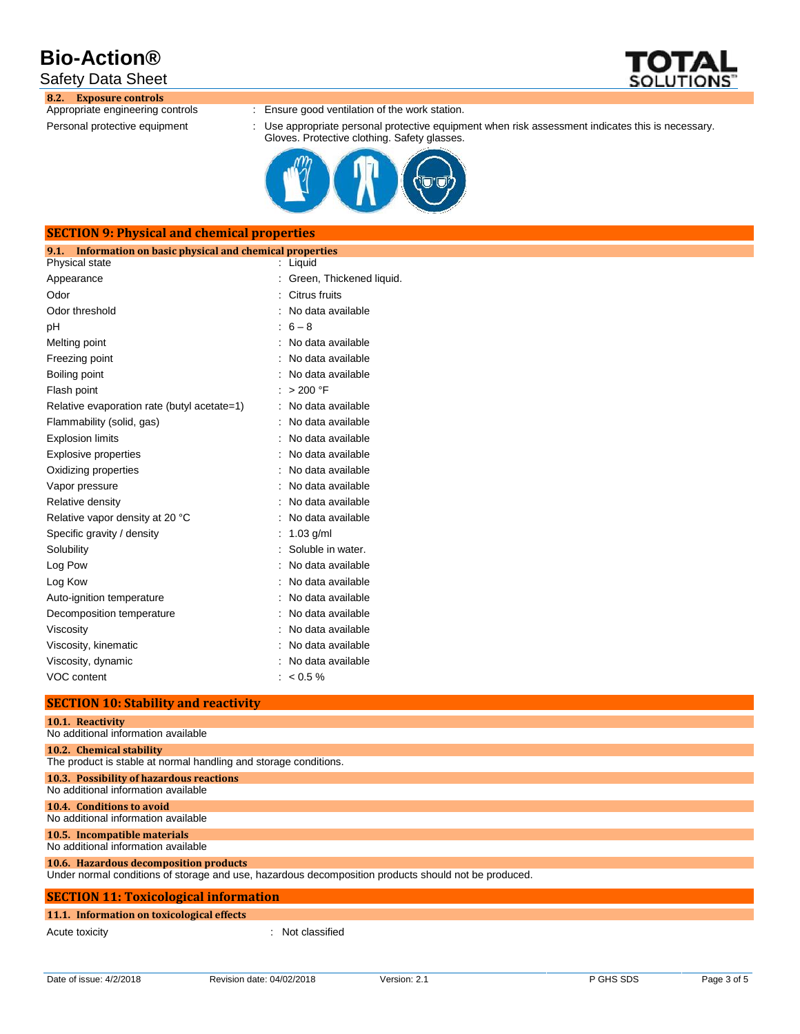### 8.2. Exposure controls

| | |
|---|---|
| Appropriate engineering controls | : Ensure good ventilation of the work station. |
| Personal protective equipment | : Use appropriate personal protective equipment when risk assessment indicates this is necessary. Gloves. Protective clothing. Safety glasses. |

## SECTION 9: Physical and chemical properties

### 9.1. Information on basic physical and chemical properties

| | |
|---|---|
| Physical state | : Liquid |
| Appearance | : Green, Thickened liquid. |
| Odor | : Citrus fruits |
| Odor threshold | : No data available |
| pH | : 6 – 8 |
| Melting point | : No data available |
| Freezing point | : No data available |
| Boiling point | : No data available |
| Flash point | : > 200 °F |
| Relative evaporation rate (butyl acetate=1) | : No data available |
| Flammability (solid, gas) | : No data available |
| Explosion limits | : No data available |
| Explosive properties | : No data available |
| Oxidizing properties | : No data available |
| Vapor pressure | : No data available |
| Relative density | : No data available |
| Relative vapor density at 20 °C | : No data available |
| Specific gravity / density | : 1.03 g/ml |
| Solubility | : Soluble in water. |
| Log Pow | : No data available |
| Log Kow | : No data available |
| Auto-ignition temperature | : No data available |
| Decomposition temperature | : No data available |
| Viscosity | : No data available |
| Viscosity, kinematic | : No data available |
| Viscosity, dynamic | : No data available |
| VOC content | : < 0.5 % |

## SECTION 10: Stability and reactivity

### 10.1. Reactivity

No additional information available

### 10.2. Chemical stability

The product is stable at normal handling and storage conditions.

### 10.3. Possibility of hazardous reactions

No additional information available

### 10.4. Conditions to avoid

No additional information available

### 10.5. Incompatible materials

No additional information available

### 10.6. Hazardous decomposition products

Under normal conditions of storage and use, hazardous decomposition products should not be produced.

## SECTION 11: Toxicological information

### 11.1. Information on toxicological effects

| | |
|---|---|
| Acute toxicity | : Not classified |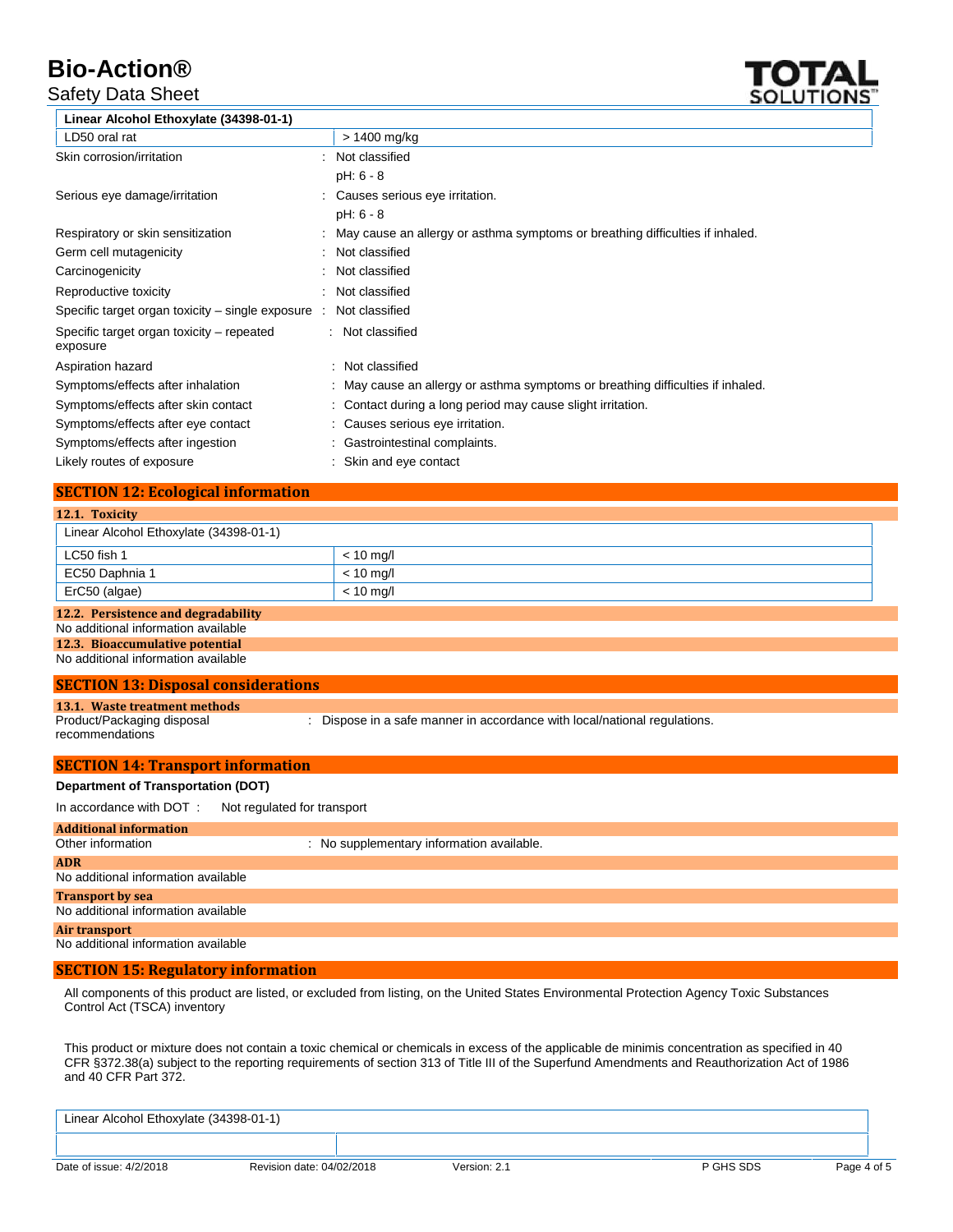| Linear Alcohol Ethoxylate (34398-01-1) | |
|---|---|
| LD50 oral rat | > 1400 mg/kg |

Skin corrosion/irritation : Not classified

pH: 6 - 8

Serious eye damage/irritation : Causes serious eye irritation.

pH: 6 - 8

Respiratory or skin sensitization : May cause an allergy or asthma symptoms or breathing difficulties if inhaled.

Germ cell mutagenicity : Not classified

Carcinogenicity : Not classified

Reproductive toxicity : Not classified

Specific target organ toxicity – single exposure : Not classified

Specific target organ toxicity – repeated exposure : Not classified

Aspiration hazard : Not classified

Symptoms/effects after inhalation : May cause an allergy or asthma symptoms or breathing difficulties if inhaled.

Symptoms/effects after skin contact : Contact during a long period may cause slight irritation.

Symptoms/effects after eye contact : Causes serious eye irritation.

Symptoms/effects after ingestion : Gastrointestinal complaints.

Likely routes of exposure : Skin and eye contact

## SECTION 12: Ecological information

### 12.1. Toxicity

| Linear Alcohol Ethoxylate (34398-01-1) | |
|---|---|
| LC50 fish 1 | < 10 mg/l |
| EC50 Daphnia 1 | < 10 mg/l |
| ErC50 (algae) | < 10 mg/l |

### 12.2. Persistence and degradability

No additional information available

### 12.3. Bioaccumulative potential

No additional information available

## SECTION 13: Disposal considerations

### 13.1. Waste treatment methods

Product/Packaging disposal recommendations : Dispose in a safe manner in accordance with local/national regulations.

## SECTION 14: Transport information

**Department of Transportation (DOT)**

In accordance with DOT : Not regulated for transport

### Additional information

Other information : No supplementary information available.

### ADR

No additional information available

### Transport by sea

No additional information available

### Air transport

No additional information available

## SECTION 15: Regulatory information

All components of this product are listed, or excluded from listing, on the United States Environmental Protection Agency Toxic Substances Control Act (TSCA) inventory

This product or mixture does not contain a toxic chemical or chemicals in excess of the applicable de minimis concentration as specified in 40 CFR §372.38(a) subject to the reporting requirements of section 313 of Title III of the Superfund Amendments and Reauthorization Act of 1986 and 40 CFR Part 372.

| Linear Alcohol Ethoxylate (34398-01-1) | |
|---|---|
| | |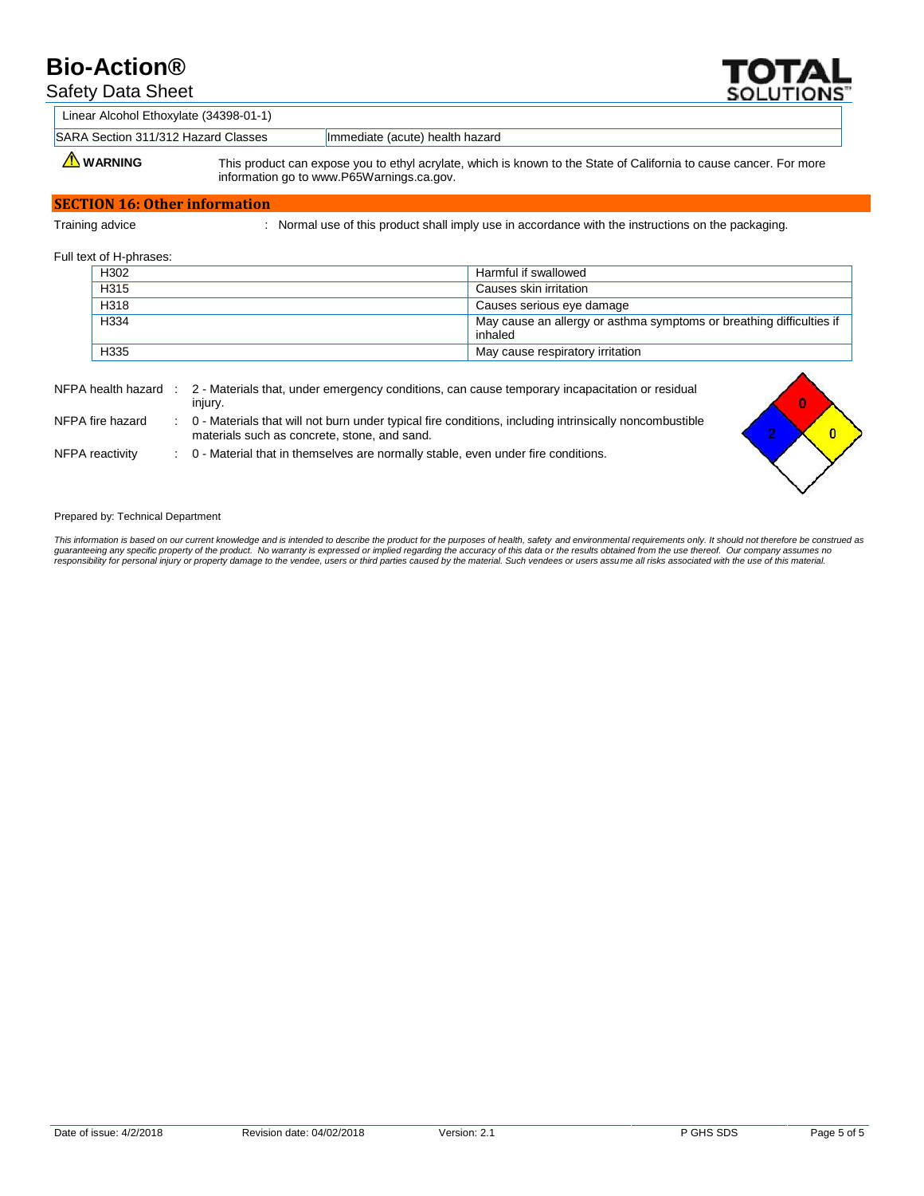| Linear Alcohol Ethoxylate (34398-01-1) | |
|---|---|
| SARA Section 311/312 Hazard Classes | Immediate (acute) health hazard |

⚠ **WARNING** This product can expose you to ethyl acrylate, which is known to the State of California to cause cancer. For more information go to www.P65Warnings.ca.gov.

## SECTION 16: Other information

Training advice : Normal use of this product shall imply use in accordance with the instructions on the packaging.

Full text of H-phrases:

| | |
|---|---|
| H302 | Harmful if swallowed |
| H315 | Causes skin irritation |
| H318 | Causes serious eye damage |
| H334 | May cause an allergy or asthma symptoms or breathing difficulties if inhaled |
| H335 | May cause respiratory irritation |

NFPA health hazard : 2 - Materials that, under emergency conditions, can cause temporary incapacitation or residual injury.

NFPA fire hazard : 0 - Materials that will not burn under typical fire conditions, including intrinsically noncombustible materials such as concrete, stone, and sand.

NFPA reactivity : 0 - Material that in themselves are normally stable, even under fire conditions.

0
2
0

Prepared by: Technical Department

*This information is based on our current knowledge and is intended to describe the product for the purposes of health, safety and environmental requirements only. It should not therefore be construed as guaranteeing any specific property of the product. No warranty is expressed or implied regarding the accuracy of this data or the results obtained from the use thereof. Our company assumes no responsibility for personal injury or property damage to the vendee, users or third parties caused by the material. Such vendees or users assume all risks associated with the use of this material.*